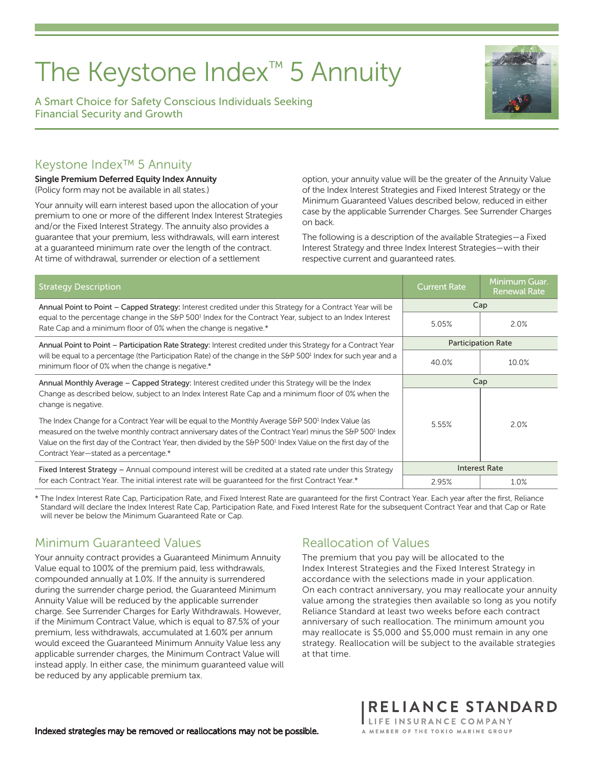# The Keystone Index™ 5 Annuity

A Smart Choice for Safety Conscious Individuals Seeking Financial Security and Growth

## Keystone Index™ 5 Annuity

**Single Premium Deferred Equity Index Annuity**
(Policy form may not be available in all states.)

Your annuity will earn interest based upon the allocation of your premium to one or more of the different Index Interest Strategies and/or the Fixed Interest Strategy. The annuity also provides a guarantee that your premium, less withdrawals, will earn interest at a guaranteed minimum rate over the length of the contract. At time of withdrawal, surrender or election of a settlement option, your annuity value will be the greater of the Annuity Value of the Index Interest Strategies and Fixed Interest Strategy or the Minimum Guaranteed Values described below, reduced in either case by the applicable Surrender Charges. See Surrender Charges on back.

The following is a description of the available Strategies—a Fixed Interest Strategy and three Index Interest Strategies—with their respective current and guaranteed rates.

| Strategy Description | Current Rate | Minimum Guar. Renewal Rate |
|---|---|---|
| **Annual Point to Point – Capped Strategy:** Interest credited under this Strategy for a Contract Year will be equal to the percentage change in the S&P 500[1] Index for the Contract Year, subject to an Index Interest Rate Cap and a minimum floor of 0% when the change is negative.* | Cap | |
| | 5.05% | 2.0% |
| **Annual Point to Point – Participation Rate Strategy:** Interest credited under this Strategy for a Contract Year will be equal to a percentage (the Participation Rate) of the change in the S&P 500[1] Index for such year and a minimum floor of 0% when the change is negative.* | Participation Rate | |
| | 40.0% | 10.0% |
| **Annual Monthly Average – Capped Strategy:** Interest credited under this Strategy will be the Index Change as described below, subject to an Index Interest Rate Cap and a minimum floor of 0% when the change is negative. The Index Change for a Contract Year will be equal to the Monthly Average S&P 500[1] Index Value (as measured on the twelve monthly contract anniversary dates of the Contract Year) minus the S&P 500[1] Index Value on the first day of the Contract Year, then divided by the S&P 500[1] Index Value on the first day of the Contract Year—stated as a percentage.* | Cap | |
| | 5.55% | 2.0% |
| **Fixed Interest Strategy** – Annual compound interest will be credited at a stated rate under this Strategy for each Contract Year. The initial interest rate will be guaranteed for the first Contract Year.* | Interest Rate | |
| | 2.95% | 1.0% |

\* The Index Interest Rate Cap, Participation Rate, and Fixed Interest Rate are guaranteed for the first Contract Year. Each year after the first, Reliance Standard will declare the Index Interest Rate Cap, Participation Rate, and Fixed Interest Rate for the subsequent Contract Year and that Cap or Rate will never be below the Minimum Guaranteed Rate or Cap.

## Minimum Guaranteed Values

Your annuity contract provides a Guaranteed Minimum Annuity Value equal to 100% of the premium paid, less withdrawals, compounded annually at 1.0%. If the annuity is surrendered during the surrender charge period, the Guaranteed Minimum Annuity Value will be reduced by the applicable surrender charge. See Surrender Charges for Early Withdrawals. However, if the Minimum Contract Value, which is equal to 87.5% of your premium, less withdrawals, accumulated at 1.60% per annum would exceed the Guaranteed Minimum Annuity Value less any applicable surrender charges, the Minimum Contract Value will instead apply. In either case, the minimum guaranteed value will be reduced by any applicable premium tax.

## Reallocation of Values

The premium that you pay will be allocated to the Index Interest Strategies and the Fixed Interest Strategy in accordance with the selections made in your application. On each contract anniversary, you may reallocate your annuity value among the strategies then available so long as you notify Reliance Standard at least two weeks before each contract anniversary of such reallocation. The minimum amount you may reallocate is $5,000 and $5,000 must remain in any one strategy. Reallocation will be subject to the available strategies at that time.

Indexed strategies may be removed or reallocations may not be possible.

RELIANCE STANDARD
LIFE INSURANCE COMPANY
A MEMBER OF THE TOKIO MARINE GROUP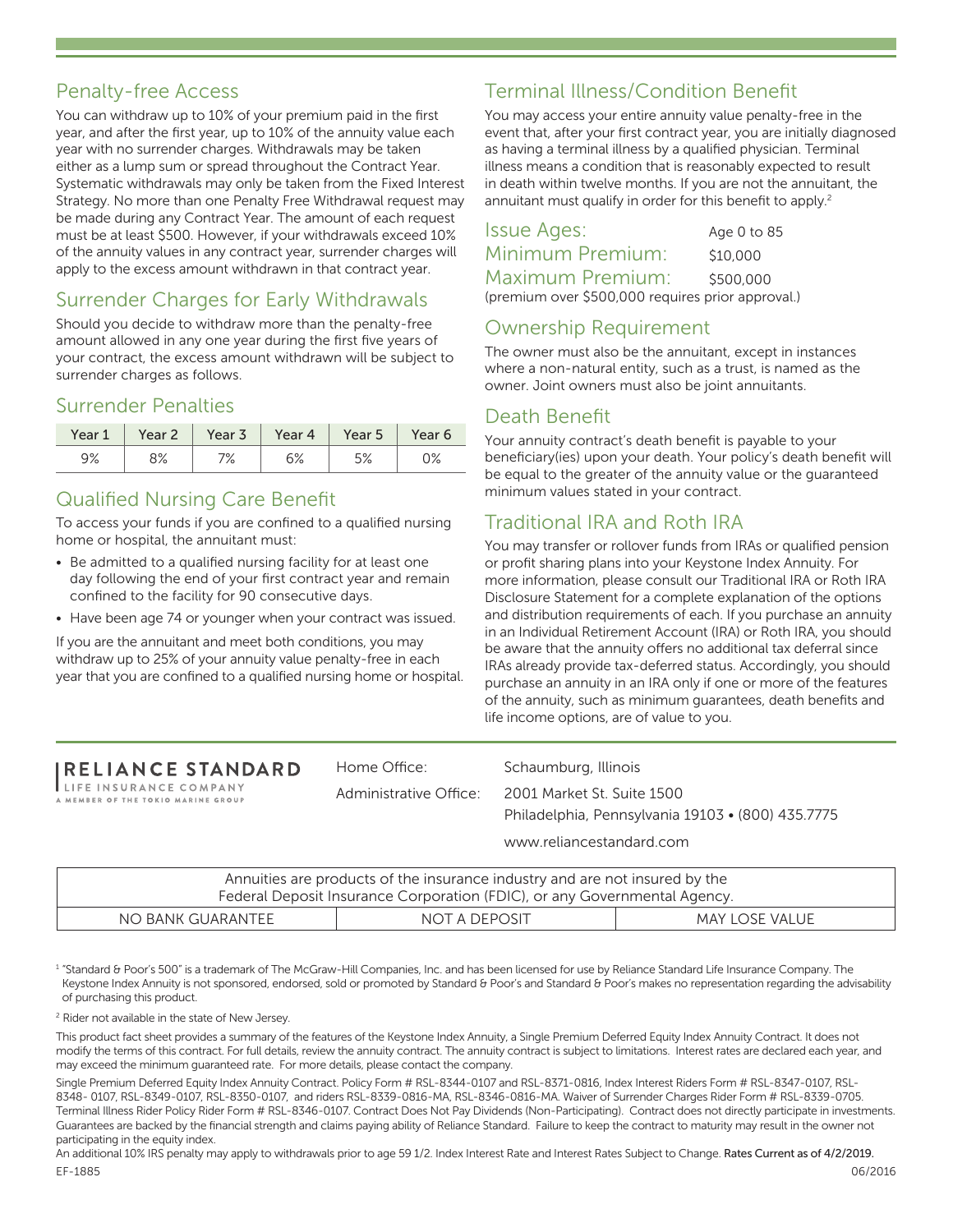## Penalty-free Access

You can withdraw up to 10% of your premium paid in the first year, and after the first year, up to 10% of the annuity value each year with no surrender charges. Withdrawals may be taken either as a lump sum or spread throughout the Contract Year. Systematic withdrawals may only be taken from the Fixed Interest Strategy. No more than one Penalty Free Withdrawal request may be made during any Contract Year. The amount of each request must be at least $500. However, if your withdrawals exceed 10% of the annuity values in any contract year, surrender charges will apply to the excess amount withdrawn in that contract year.

## Surrender Charges for Early Withdrawals

Should you decide to withdraw more than the penalty-free amount allowed in any one year during the first five years of your contract, the excess amount withdrawn will be subject to surrender charges as follows.

## Surrender Penalties

| Year 1 | Year 2 | Year 3 | Year 4 | Year 5 | Year 6 |
|---|---|---|---|---|---|
| 9% | 8% | 7% | 6% | 5% | 0% |

## Qualified Nursing Care Benefit

To access your funds if you are confined to a qualified nursing home or hospital, the annuitant must:

- Be admitted to a qualified nursing facility for at least one day following the end of your first contract year and remain confined to the facility for 90 consecutive days.
- Have been age 74 or younger when your contract was issued.

If you are the annuitant and meet both conditions, you may withdraw up to 25% of your annuity value penalty-free in each year that you are confined to a qualified nursing home or hospital.

## Terminal Illness/Condition Benefit

You may access your entire annuity value penalty-free in the event that, after your first contract year, you are initially diagnosed as having a terminal illness by a qualified physician. Terminal illness means a condition that is reasonably expected to result in death within twelve months. If you are not the annuitant, the annuitant must qualify in order for this benefit to apply.[2]

**Issue Ages:** Age 0 to 85

**Minimum Premium:** $10,000

**Maximum Premium:** $500,000

(premium over $500,000 requires prior approval.)

## Ownership Requirement

The owner must also be the annuitant, except in instances where a non-natural entity, such as a trust, is named as the owner. Joint owners must also be joint annuitants.

## Death Benefit

Your annuity contract's death benefit is payable to your beneficiary(ies) upon your death. Your policy's death benefit will be equal to the greater of the annuity value or the guaranteed minimum values stated in your contract.

## Traditional IRA and Roth IRA

You may transfer or rollover funds from IRAs or qualified pension or profit sharing plans into your Keystone Index Annuity. For more information, please consult our Traditional IRA or Roth IRA Disclosure Statement for a complete explanation of the options and distribution requirements of each. If you purchase an annuity in an Individual Retirement Account (IRA) or Roth IRA, you should be aware that the annuity offers no additional tax deferral since IRAs already provide tax-deferred status. Accordingly, you should purchase an annuity in an IRA only if one or more of the features of the annuity, such as minimum guarantees, death benefits and life income options, are of value to you.

**RELIANCE STANDARD**
LIFE INSURANCE COMPANY
A MEMBER OF THE TOKIO MARINE GROUP

Home Office: Schaumburg, Illinois

Administrative Office: 2001 Market St. Suite 1500
Philadelphia, Pennsylvania 19103 • (800) 435.7775

www.reliancestandard.com

| Annuities are products of the insurance industry and are not insured by the Federal Deposit Insurance Corporation (FDIC), or any Governmental Agency. | | |
|---|---|---|
| NO BANK GUARANTEE | NOT A DEPOSIT | MAY LOSE VALUE |

[1] "Standard & Poor's 500" is a trademark of The McGraw-Hill Companies, Inc. and has been licensed for use by Reliance Standard Life Insurance Company. The Keystone Index Annuity is not sponsored, endorsed, sold or promoted by Standard & Poor's and Standard & Poor's makes no representation regarding the advisability of purchasing this product.

[2] Rider not available in the state of New Jersey.

This product fact sheet provides a summary of the features of the Keystone Index Annuity, a Single Premium Deferred Equity Index Annuity Contract. It does not modify the terms of this contract. For full details, review the annuity contract. The annuity contract is subject to limitations. Interest rates are declared each year, and may exceed the minimum guaranteed rate. For more details, please contact the company.

Single Premium Deferred Equity Index Annuity Contract. Policy Form # RSL-8344-0107 and RSL-8371-0816, Index Interest Riders Form # RSL-8347-0107, RSL-8348- 0107, RSL-8349-0107, RSL-8350-0107, and riders RSL-8339-0816-MA, RSL-8346-0816-MA. Waiver of Surrender Charges Rider Form # RSL-8339-0705. Terminal Illness Rider Policy Rider Form # RSL-8346-0107. Contract Does Not Pay Dividends (Non-Participating). Contract does not directly participate in investments. Guarantees are backed by the financial strength and claims paying ability of Reliance Standard. Failure to keep the contract to maturity may result in the owner not participating in the equity index.

An additional 10% IRS penalty may apply to withdrawals prior to age 59 1/2. Index Interest Rate and Interest Rates Subject to Change. Rates Current as of 4/2/2019.

EF-1885 06/2016